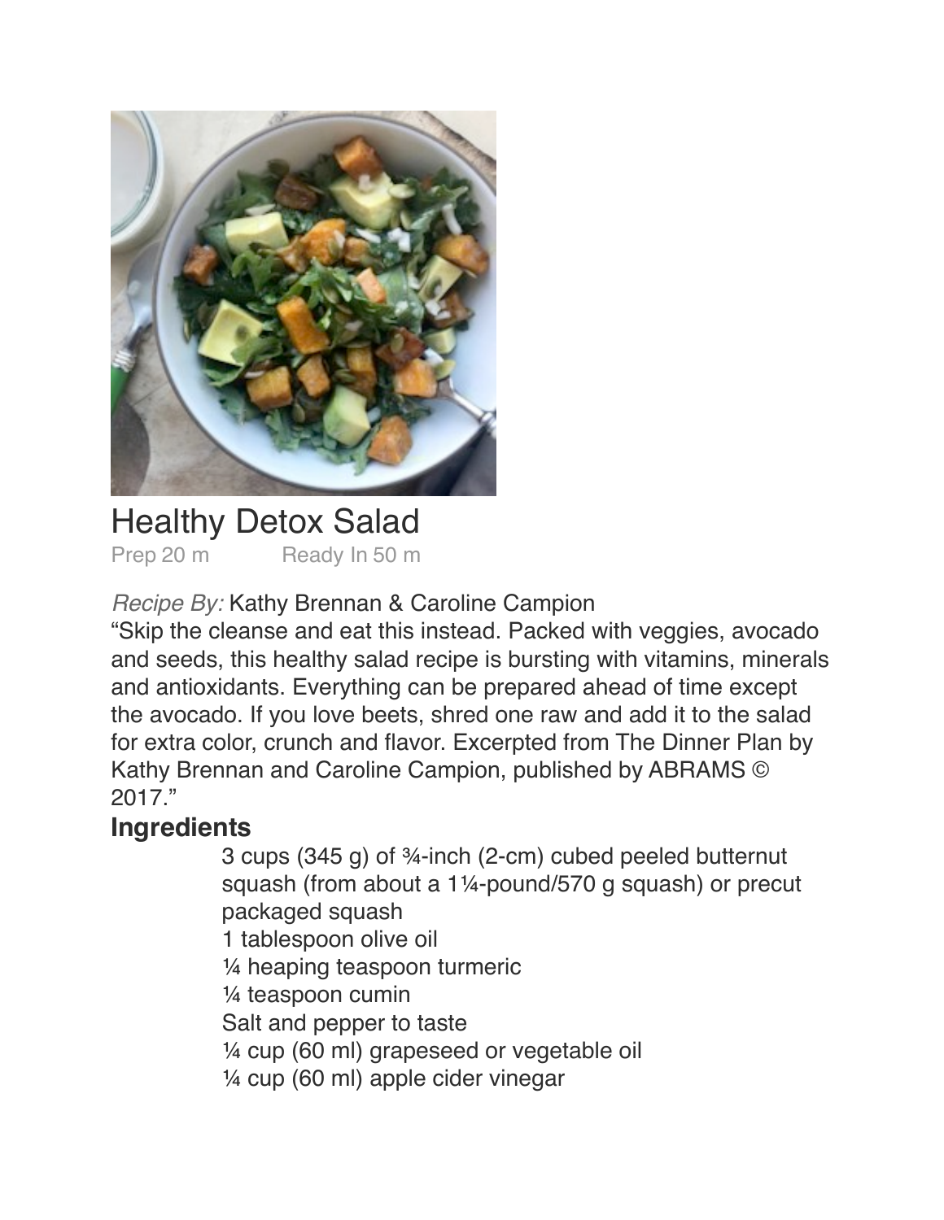# Healthy Detox Salad

Prep 20 m     Ready In 50 m

*Recipe By:* Kathy Brennan & Caroline Campion

"Skip the cleanse and eat this instead. Packed with veggies, avocado and seeds, this healthy salad recipe is bursting with vitamins, minerals and antioxidants. Everything can be prepared ahead of time except the avocado. If you love beets, shred one raw and add it to the salad for extra color, crunch and flavor. Excerpted from The Dinner Plan by Kathy Brennan and Caroline Campion, published by ABRAMS © 2017."

## Ingredients

3 cups (345 g) of ¾-inch (2-cm) cubed peeled butternut squash (from about a 1¼-pound/570 g squash) or precut packaged squash
1 tablespoon olive oil
¼ heaping teaspoon turmeric
¼ teaspoon cumin
Salt and pepper to taste
¼ cup (60 ml) grapeseed or vegetable oil
¼ cup (60 ml) apple cider vinegar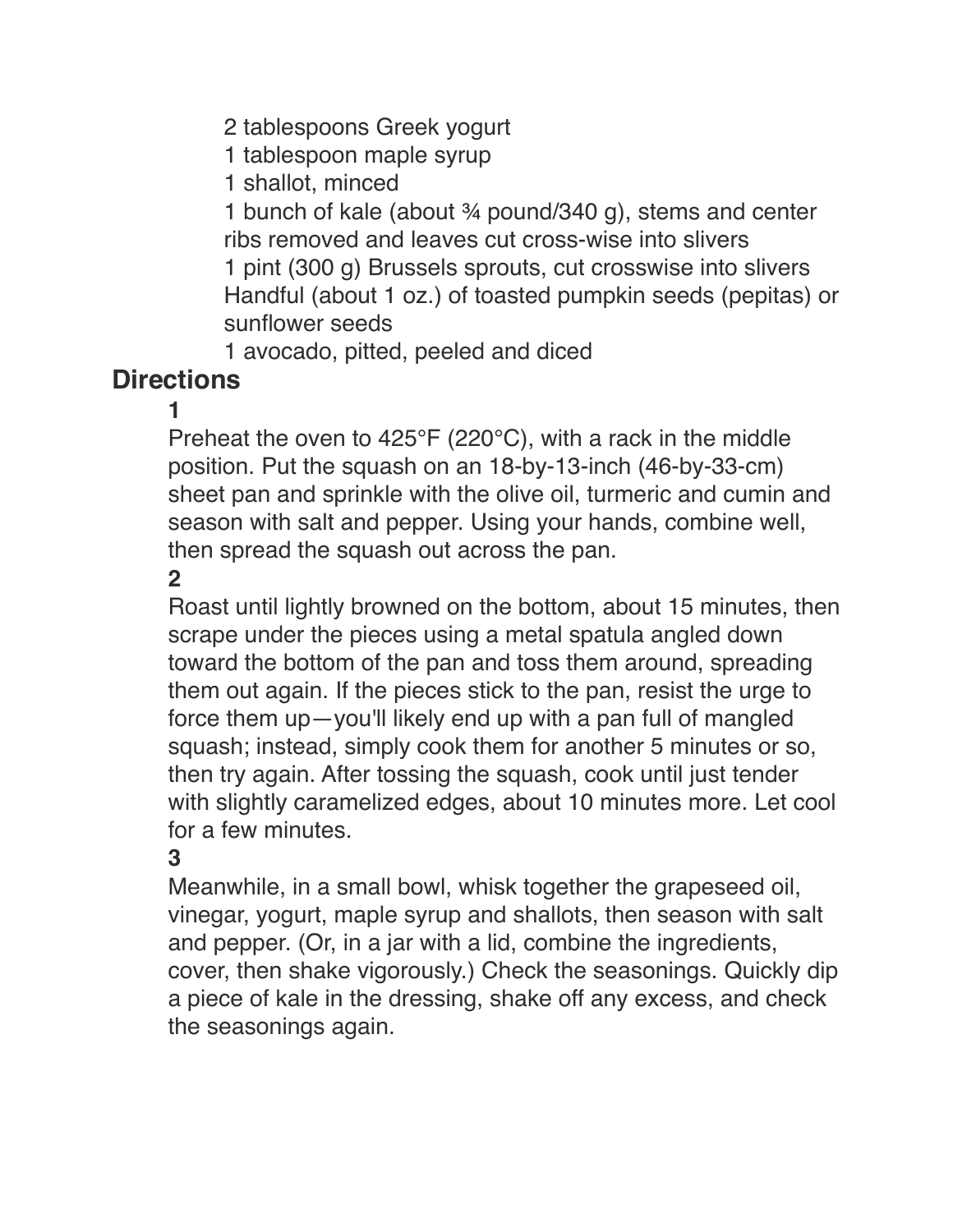2 tablespoons Greek yogurt
1 tablespoon maple syrup
1 shallot, minced
1 bunch of kale (about ¾ pound/340 g), stems and center ribs removed and leaves cut cross-wise into slivers
1 pint (300 g) Brussels sprouts, cut crosswise into slivers
Handful (about 1 oz.) of toasted pumpkin seeds (pepitas) or sunflower seeds
1 avocado, pitted, peeled and diced

## Directions

**1**

Preheat the oven to 425°F (220°C), with a rack in the middle position. Put the squash on an 18-by-13-inch (46-by-33-cm) sheet pan and sprinkle with the olive oil, turmeric and cumin and season with salt and pepper. Using your hands, combine well, then spread the squash out across the pan.

**2**

Roast until lightly browned on the bottom, about 15 minutes, then scrape under the pieces using a metal spatula angled down toward the bottom of the pan and toss them around, spreading them out again. If the pieces stick to the pan, resist the urge to force them up—you'll likely end up with a pan full of mangled squash; instead, simply cook them for another 5 minutes or so, then try again. After tossing the squash, cook until just tender with slightly caramelized edges, about 10 minutes more. Let cool for a few minutes.

**3**

Meanwhile, in a small bowl, whisk together the grapeseed oil, vinegar, yogurt, maple syrup and shallots, then season with salt and pepper. (Or, in a jar with a lid, combine the ingredients, cover, then shake vigorously.) Check the seasonings. Quickly dip a piece of kale in the dressing, shake off any excess, and check the seasonings again.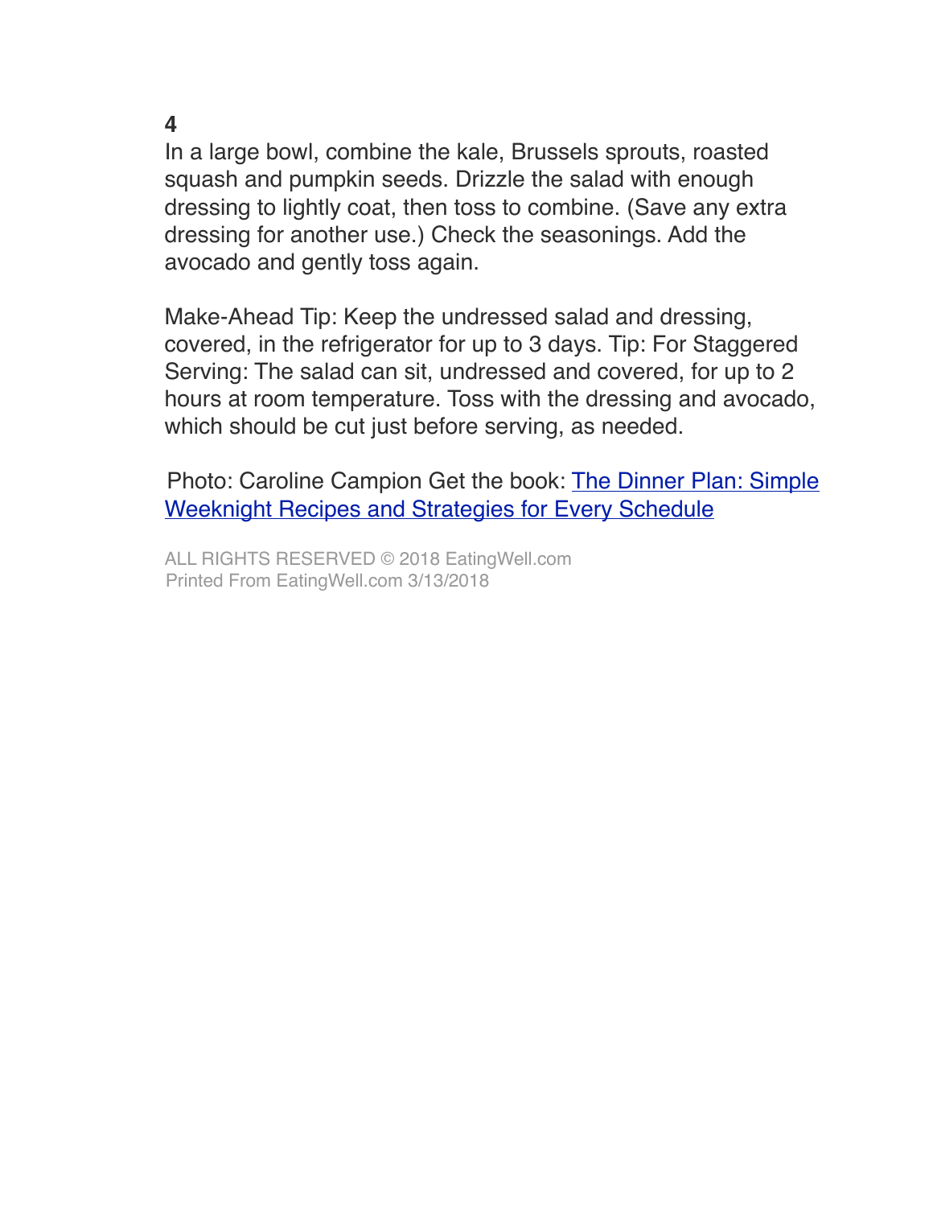**4**

In a large bowl, combine the kale, Brussels sprouts, roasted squash and pumpkin seeds. Drizzle the salad with enough dressing to lightly coat, then toss to combine. (Save any extra dressing for another use.) Check the seasonings. Add the avocado and gently toss again.

Make-Ahead Tip: Keep the undressed salad and dressing, covered, in the refrigerator for up to 3 days. Tip: For Staggered Serving: The salad can sit, undressed and covered, for up to 2 hours at room temperature. Toss with the dressing and avocado, which should be cut just before serving, as needed.

Photo: Caroline Campion Get the book: [The Dinner Plan: Simple Weeknight Recipes and Strategies for Every Schedule]()

ALL RIGHTS RESERVED © 2018 EatingWell.com
Printed From EatingWell.com 3/13/2018